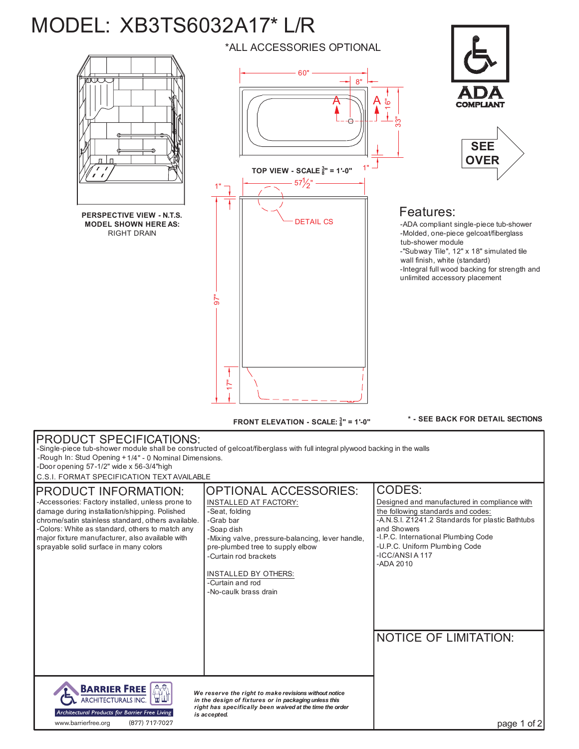# MODEL: XB3TS6032A17* L/R

*ALL ACCESSORIES OPTIONAL

ADA COMPLIANT

SEE OVER

PERSPECTIVE VIEW - N.T.S.
MODEL SHOWN HERE AS:
RIGHT DRAIN

TOP VIEW - SCALE 3/8" = 1'-0"

60" | 8" | 16" | 33" | 1"

57 1/2" | 1" | 97" | 17"

DETAIL CS

FRONT ELEVATION - SCALE: 3/8" = 1'-0"

* - SEE BACK FOR DETAIL SECTIONS

## Features:

- ADA compliant single-piece tub-shower
- Molded, one-piece gelcoat/fiberglass tub-shower module
- "Subway Tile", 12" x 18" simulated tile wall finish, white (standard)
- Integral full wood backing for strength and unlimited accessory placement

## PRODUCT SPECIFICATIONS:

- Single-piece tub-shower module shall be constructed of gelcoat/fiberglass with full integral plywood backing in the walls
- Rough In: Stud Opening + 1/4" - 0 Nominal Dimensions.
- Door opening 57-1/2" wide x 56-3/4"high

C.S.I. FORMAT SPECIFICATION TEXT AVAILABLE

## PRODUCT INFORMATION:

- Accessories: Factory installed, unless prone to damage during installation/shipping. Polished chrome/satin stainless standard, others available.
- Colors: White as standard, others to match any major fixture manufacturer, also available with sprayable solid surface in many colors

## OPTIONAL ACCESSORIES:

INSTALLED AT FACTORY:

- Seat, folding
- Grab bar
- Soap dish
- Mixing valve, pressure-balancing, lever handle, pre-plumbed tree to supply elbow
- Curtain rod brackets

INSTALLED BY OTHERS:

- Curtain and rod
- No-caulk brass drain

## CODES:

Designed and manufactured in compliance with the following standards and codes:

- A.N.S.I. Z1241.2 Standards for plastic Bathtubs and Showers
- I.P.C. International Plumbing Code
- U.P.C. Uniform Plumbing Code
- ICC/ANSI A 117
- ADA 2010

## NOTICE OF LIMITATION:

BARRIER FREE ARCHITECTURALS INC.
Architectural Products for Barrier Free Living
www.barrierfree.org (877) 717-7027

***We reserve the right to make revisions without notice in the order of fixtures or in packaging unless this right has specifically been waived at the time the order is accepted.***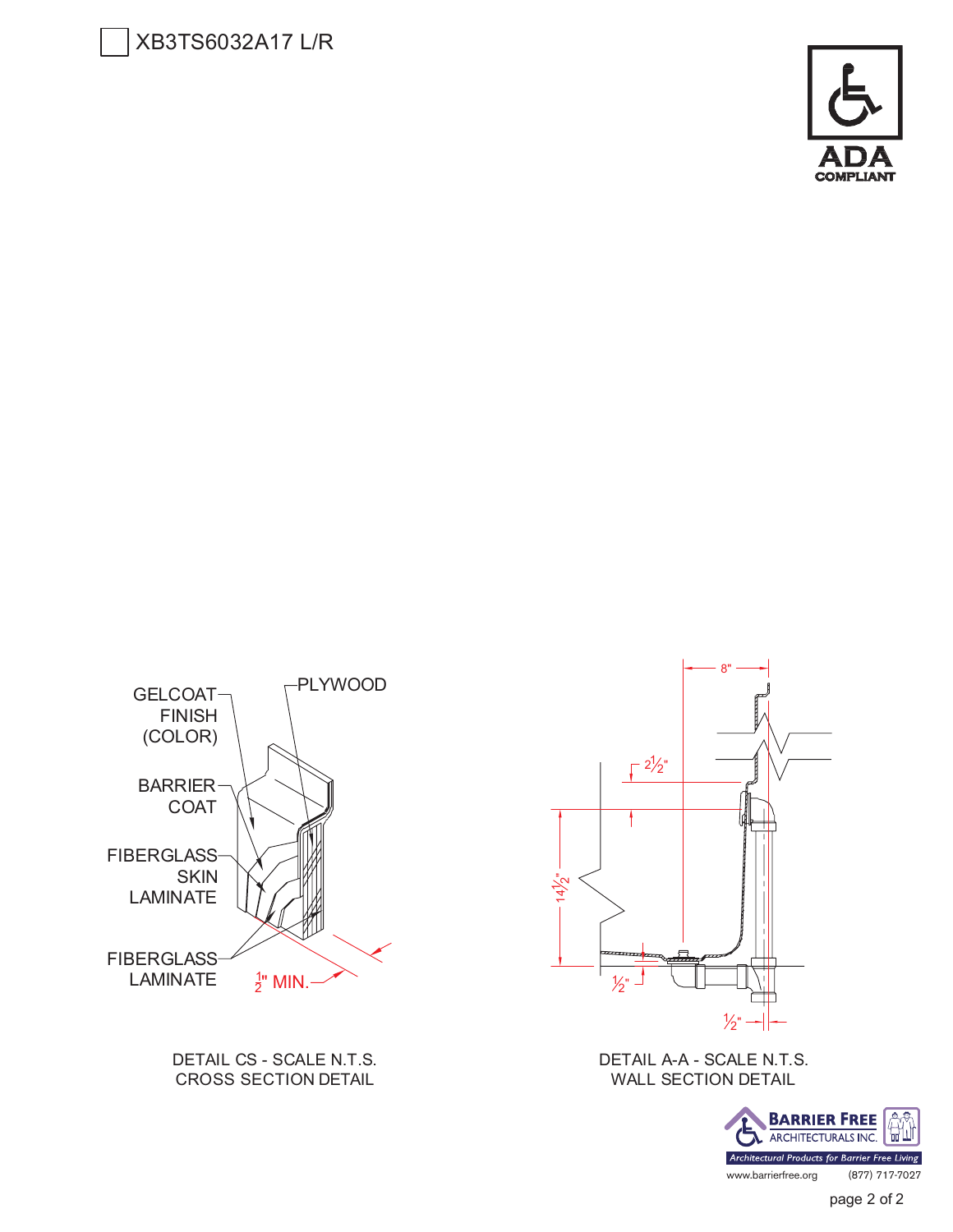☐ XB3TS6032A17 L/R

ADA COMPLIANT

GELCOAT FINISH (COLOR)

PLYWOOD

BARRIER COAT

FIBERGLASS SKIN LAMINATE

FIBERGLASS LAMINATE

½" MIN.

DETAIL CS - SCALE N.T.S.
CROSS SECTION DETAIL

8"

2½"

14½"

½"

½"

DETAIL A-A - SCALE N.T.S.
WALL SECTION DETAIL

BARRIER FREE ARCHITECTURALS INC.
*Architectural Products for Barrier Free Living*
www.barrierfree.org (877) 717-7027